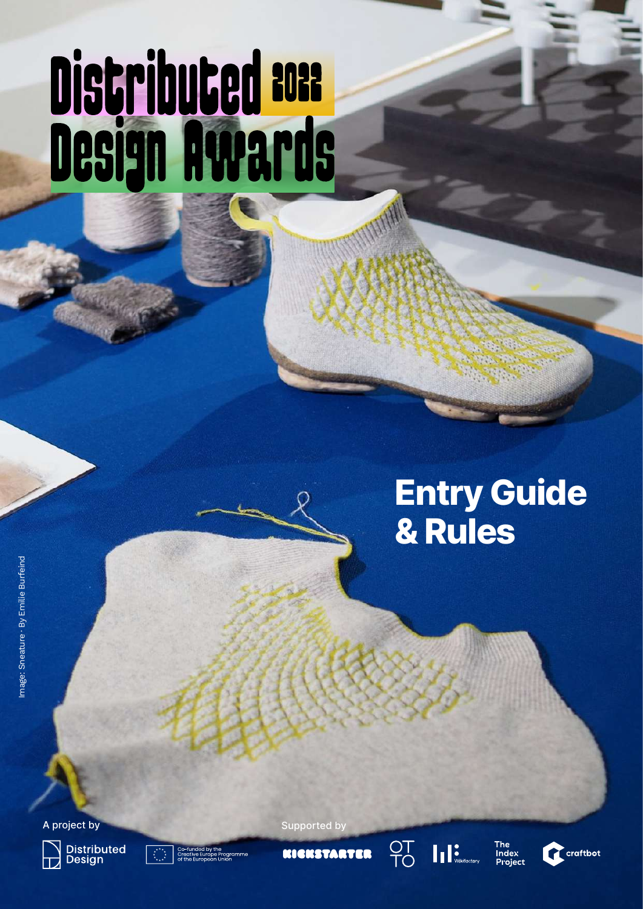# Distributed Design Awards 2022

# Entry Guide & Rules

Image: Sneature · By Emilie Burfeind

A project by

Distributed Design

Co-funded by the Creative Europe Programme of the European Union

Supported by

KICKSTARTER

OTTO

Wikifactory

The Index Project

craftbot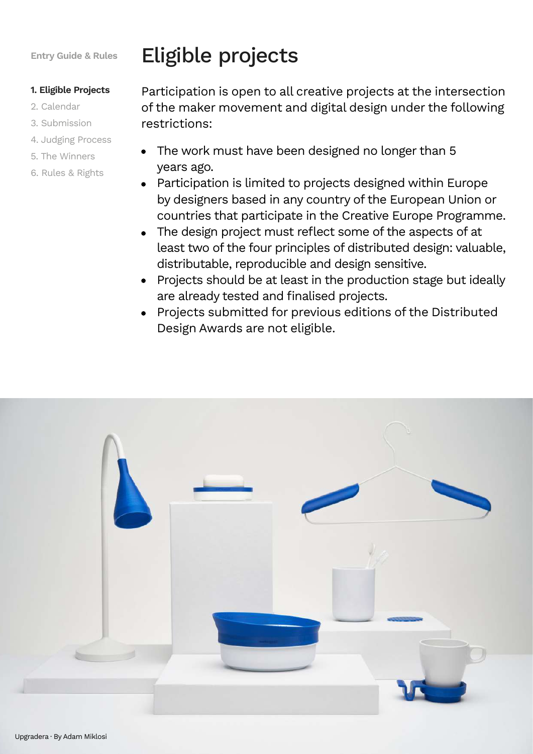Entry Guide & Rules

**1. Eligible Projects**
2. Calendar
3. Submission
4. Judging Process
5. The Winners
6. Rules & Rights

# Eligible projects

Participation is open to all creative projects at the intersection of the maker movement and digital design under the following restrictions:

- The work must have been designed no longer than 5 years ago.
- Participation is limited to projects designed within Europe by designers based in any country of the European Union or countries that participate in the Creative Europe Programme.
- The design project must reflect some of the aspects of at least two of the four principles of distributed design: valuable, distributable, reproducible and design sensitive.
- Projects should be at least in the production stage but ideally are already tested and finalised projects.
- Projects submitted for previous editions of the Distributed Design Awards are not eligible.

Upgradera · By Adam Miklosi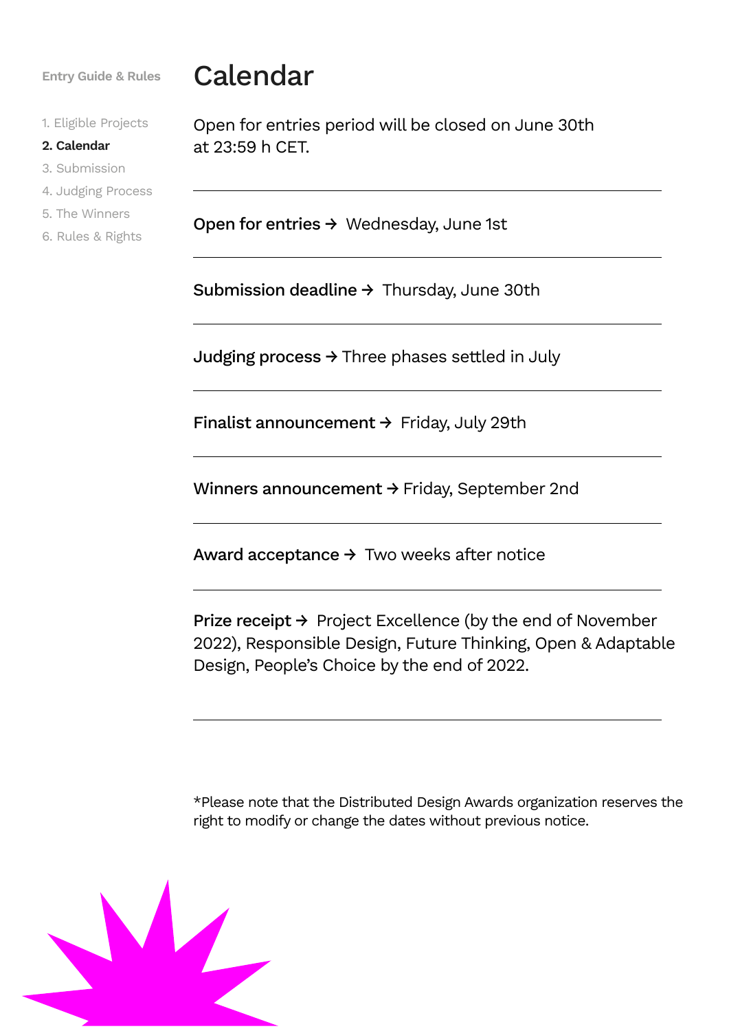Entry Guide & Rules

1. Eligible Projects
2. **Calendar**
3. Submission
4. Judging Process
5. The Winners
6. Rules & Rights

# Calendar

Open for entries period will be closed on June 30th at 23:59 h CET.

---

**Open for entries →** Wednesday, June 1st

---

**Submission deadline →** Thursday, June 30th

---

**Judging process →** Three phases settled in July

---

**Finalist announcement →** Friday, July 29th

---

**Winners announcement →** Friday, September 2nd

---

**Award acceptance →** Two weeks after notice

---

**Prize receipt →** Project Excellence (by the end of November 2022), Responsible Design, Future Thinking, Open & Adaptable Design, People's Choice by the end of 2022.

---

*Please note that the Distributed Design Awards organization reserves the right to modify or change the dates without previous notice.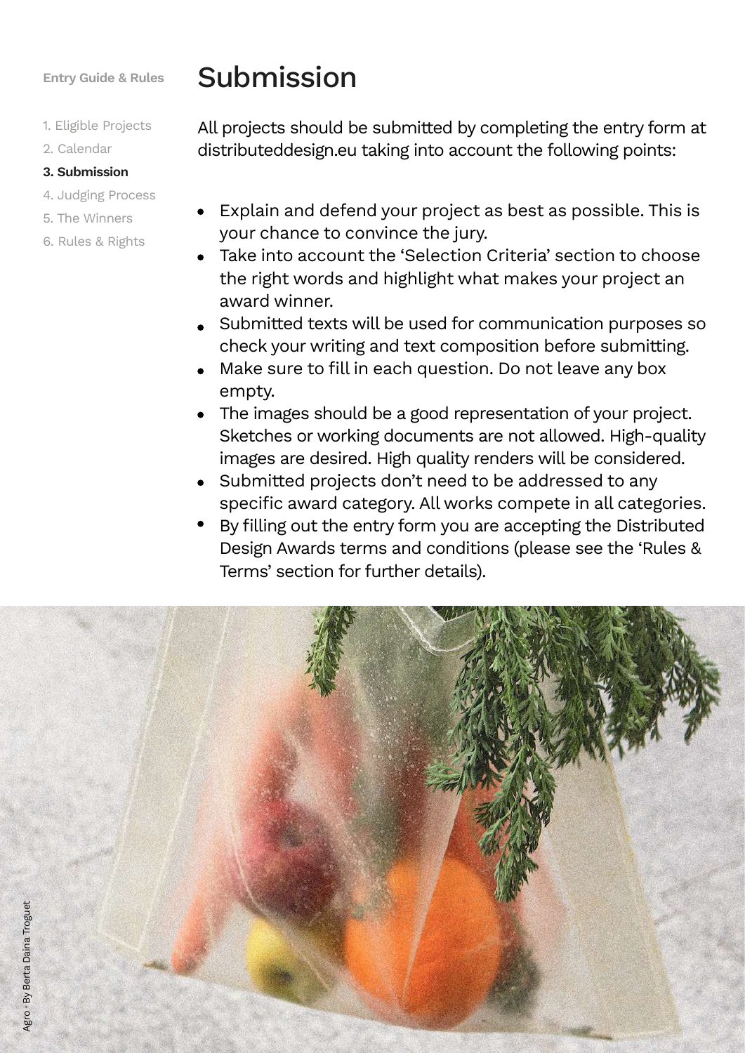Entry Guide & Rules

1. Eligible Projects
2. Calendar
3. **Submission**
4. Judging Process
5. The Winners
6. Rules & Rights

# Submission

All projects should be submitted by completing the entry form at distributeddesign.eu taking into account the following points:

- Explain and defend your project as best as possible. This is your chance to convince the jury.
- Take into account the 'Selection Criteria' section to choose the right words and highlight what makes your project an award winner.
- Submitted texts will be used for communication purposes so check your writing and text composition before submitting.
- Make sure to fill in each question. Do not leave any box empty.
- The images should be a good representation of your project. Sketches or working documents are not allowed. High-quality images are desired. High quality renders will be considered.
- Submitted projects don't need to be addressed to any specific award category. All works compete in all categories.
- By filling out the entry form you are accepting the Distributed Design Awards terms and conditions (please see the 'Rules & Terms' section for further details).

Agro · By Berta Daina Troguet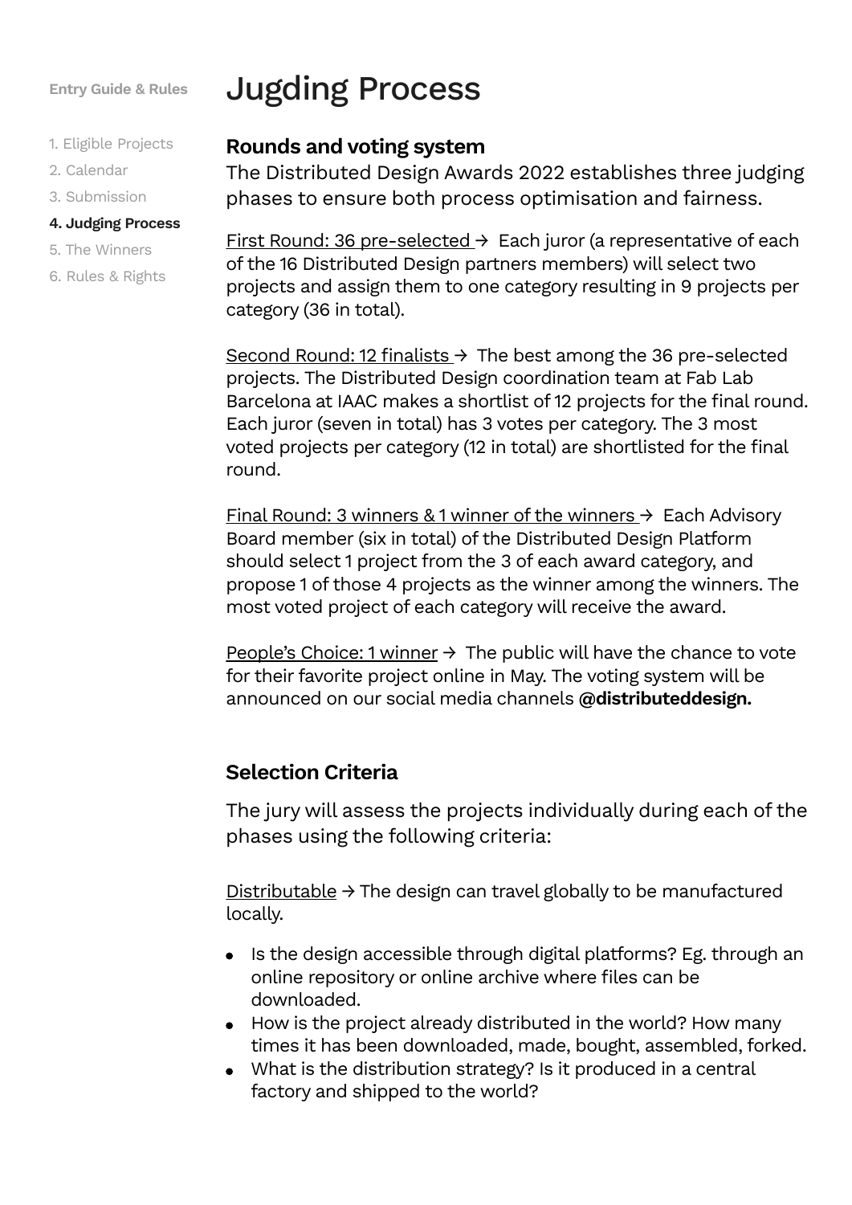# Jugding Process

## Rounds and voting system

The Distributed Design Awards 2022 establishes three judging phases to ensure both process optimisation and fairness.

First Round: 36 pre-selected → Each juror (a representative of each of the 16 Distributed Design partners members) will select two projects and assign them to one category resulting in 9 projects per category (36 in total).

Second Round: 12 finalists → The best among the 36 pre-selected projects. The Distributed Design coordination team at Fab Lab Barcelona at IAAC makes a shortlist of 12 projects for the final round. Each juror (seven in total) has 3 votes per category. The 3 most voted projects per category (12 in total) are shortlisted for the final round.

Final Round: 3 winners & 1 winner of the winners → Each Advisory Board member (six in total) of the Distributed Design Platform should select 1 project from the 3 of each award category, and propose 1 of those 4 projects as the winner among the winners. The most voted project of each category will receive the award.

People's Choice: 1 winner → The public will have the chance to vote for their favorite project online in May. The voting system will be announced on our social media channels **@distributeddesign.**

## Selection Criteria

The jury will assess the projects individually during each of the phases using the following criteria:

Distributable → The design can travel globally to be manufactured locally.

- Is the design accessible through digital platforms? Eg. through an online repository or online archive where files can be downloaded.
- How is the project already distributed in the world? How many times it has been downloaded, made, bought, assembled, forked.
- What is the distribution strategy? Is it produced in a central factory and shipped to the world?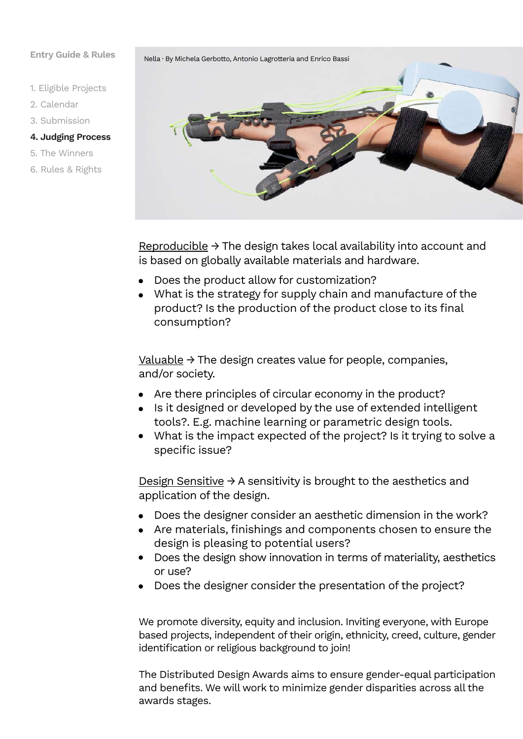Entry Guide & Rules

1. Eligible Projects
2. Calendar
3. Submission
4. **Judging Process**
5. The Winners
6. Rules & Rights

Nella · By Michela Gerbotto, Antonio Lagrotteria and Enrico Bassi

<u>Reproducible</u> → The design takes local availability into account and is based on globally available materials and hardware.

- Does the product allow for customization?
- What is the strategy for supply chain and manufacture of the product? Is the production of the product close to its final consumption?

<u>Valuable</u> → The design creates value for people, companies, and/or society.

- Are there principles of circular economy in the product?
- Is it designed or developed by the use of extended intelligent tools?. E.g. machine learning or parametric design tools.
- What is the impact expected of the project? Is it trying to solve a specific issue?

<u>Design Sensitive</u> → A sensitivity is brought to the aesthetics and application of the design.

- Does the designer consider an aesthetic dimension in the work?
- Are materials, finishings and components chosen to ensure the design is pleasing to potential users?
- Does the design show innovation in terms of materiality, aesthetics or use?
- Does the designer consider the presentation of the project?

We promote diversity, equity and inclusion. Inviting everyone, with Europe based projects, independent of their origin, ethnicity, creed, culture, gender identification or religious background to join!

The Distributed Design Awards aims to ensure gender-equal participation and benefits. We will work to minimize gender disparities across all the awards stages.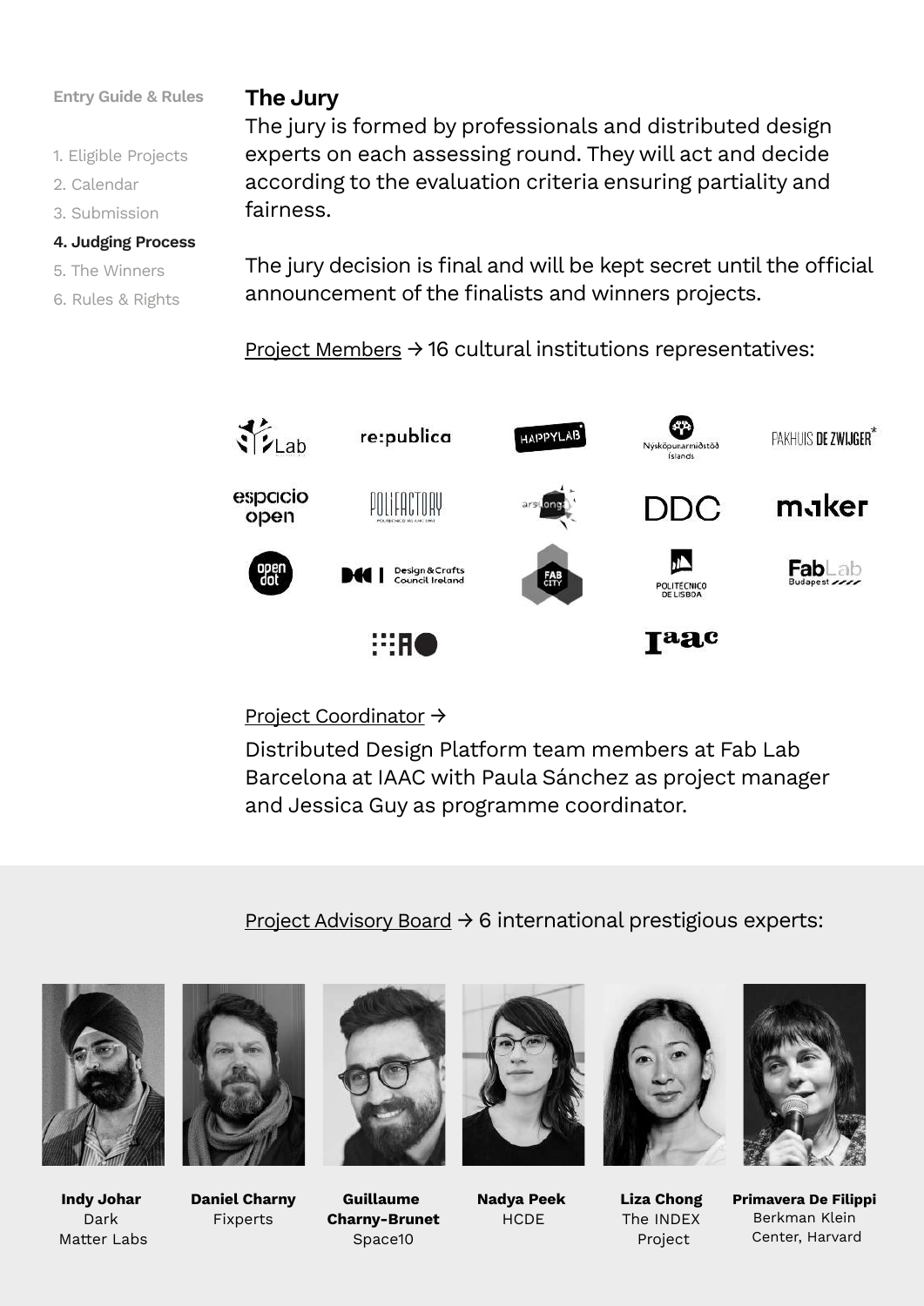Entry Guide & Rules

1. Eligible Projects
2. Calendar
3. Submission
4. **Judging Process**
5. The Winners
6. Rules & Rights

## The Jury

The jury is formed by professionals and distributed design experts on each assessing round. They will act and decide according to the evaluation criteria ensuring partiality and fairness.

The jury decision is final and will be kept secret until the official announcement of the finalists and winners projects.

Project Members → 16 cultural institutions representatives:

Project Coordinator →

Distributed Design Platform team members at Fab Lab Barcelona at IAAC with Paula Sánchez as project manager and Jessica Guy as programme coordinator.

Project Advisory Board → 6 international prestigious experts:

**Indy Johar**
Dark Matter Labs

**Daniel Charny**
Fixperts

**Guillaume Charny-Brunet**
Space10

**Nadya Peek**
HCDE

**Liza Chong**
The INDEX Project

**Primavera De Filippi**
Berkman Klein Center, Harvard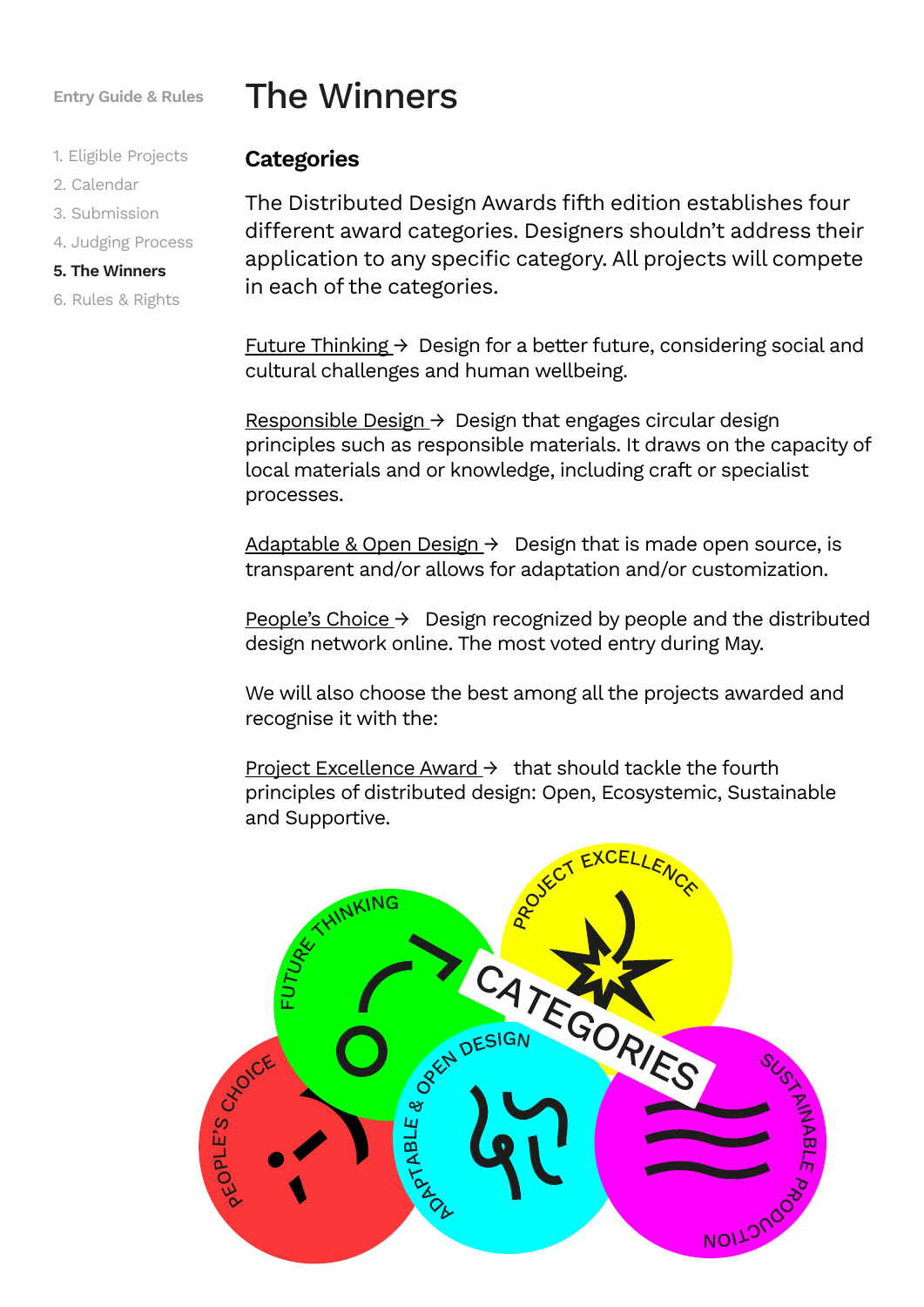Entry Guide & Rules

1. Eligible Projects
2. Calendar
3. Submission
4. Judging Process
5. **The Winners**
6. Rules & Rights

# The Winners

## Categories

The Distributed Design Awards fifth edition establishes four different award categories. Designers shouldn't address their application to any specific category. All projects will compete in each of the categories.

Future Thinking → Design for a better future, considering social and cultural challenges and human wellbeing.

Responsible Design → Design that engages circular design principles such as responsible materials. It draws on the capacity of local materials and or knowledge, including craft or specialist processes.

Adaptable & Open Design → Design that is made open source, is transparent and/or allows for adaptation and/or customization.

People's Choice → Design recognized by people and the distributed design network online. The most voted entry during May.

We will also choose the best among all the projects awarded and recognise it with the:

Project Excellence Award → that should tackle the fourth principles of distributed design: Open, Ecosystemic, Sustainable and Supportive.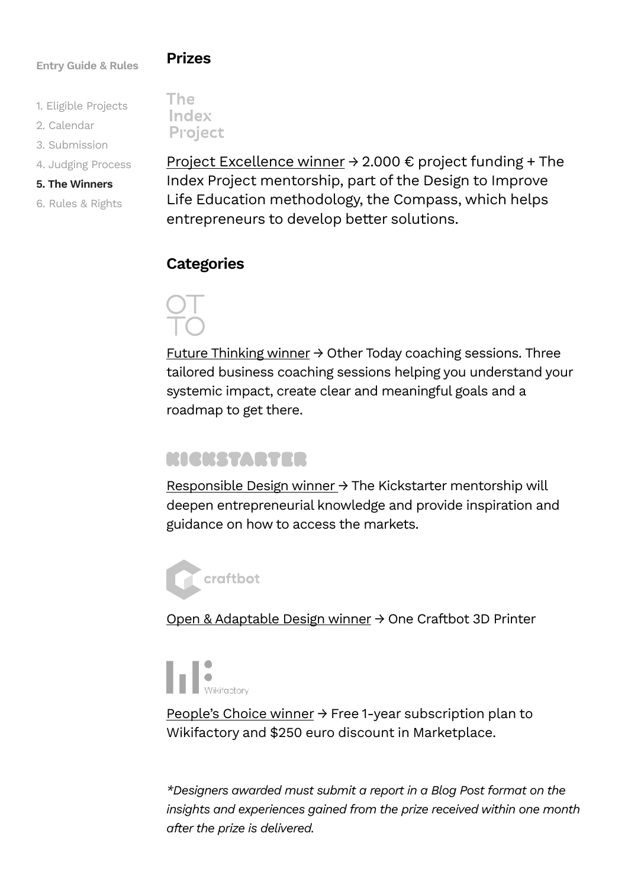Entry Guide & Rules

1. Eligible Projects
2. Calendar
3. Submission
4. Judging Process
5. **The Winners**
6. Rules & Rights

## Prizes

The Index Project

Project Excellence winner → 2.000 € project funding + The Index Project mentorship, part of the Design to Improve Life Education methodology, the Compass, which helps entrepreneurs to develop better solutions.

## Categories

OTTO

Future Thinking winner → Other Today coaching sessions. Three tailored business coaching sessions helping you understand your systemic impact, create clear and meaningful goals and a roadmap to get there.

KICKSTARTER

Responsible Design winner → The Kickstarter mentorship will deepen entrepreneurial knowledge and provide inspiration and guidance on how to access the markets.

craftbot

Open & Adaptable Design winner → One Craftbot 3D Printer

Wikifactory

People's Choice winner → Free 1-year subscription plan to Wikifactory and $250 euro discount in Marketplace.

*\*Designers awarded must submit a report in a Blog Post format on the insights and experiences gained from the prize received within one month after the prize is delivered.*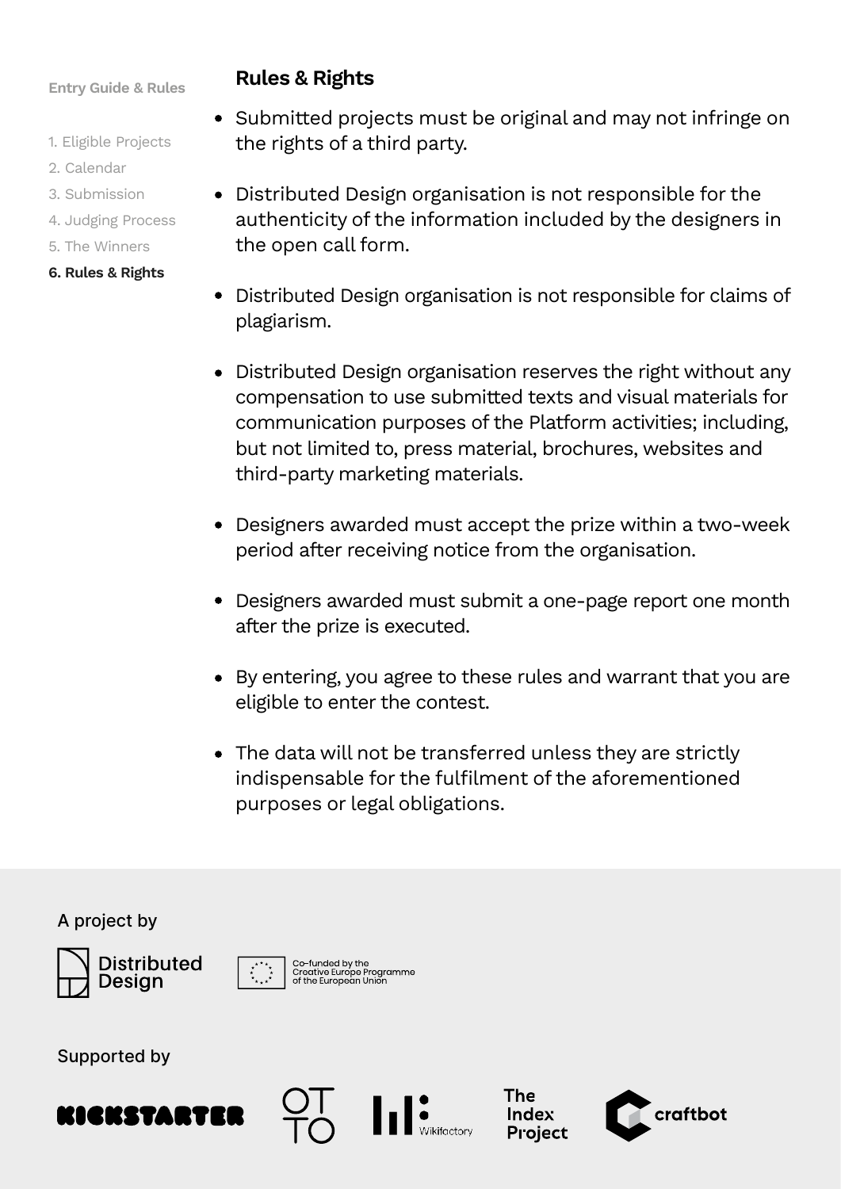Entry Guide & Rules

1. Eligible Projects
2. Calendar
3. Submission
4. Judging Process
5. The Winners
6. **Rules & Rights**

## Rules & Rights

- Submitted projects must be original and may not infringe on the rights of a third party.
- Distributed Design organisation is not responsible for the authenticity of the information included by the designers in the open call form.
- Distributed Design organisation is not responsible for claims of plagiarism.
- Distributed Design organisation reserves the right without any compensation to use submitted texts and visual materials for communication purposes of the Platform activities; including, but not limited to, press material, brochures, websites and third-party marketing materials.
- Designers awarded must accept the prize within a two-week period after receiving notice from the organisation.
- Designers awarded must submit a one-page report one month after the prize is executed.
- By entering, you agree to these rules and warrant that you are eligible to enter the contest.
- The data will not be transferred unless they are strictly indispensable for the fulfilment of the aforementioned purposes or legal obligations.

A project by

Distributed Design

Co-funded by the Creative Europe Programme of the European Union

Supported by

KICKSTARTER

OTTO

Wikifactory

The Index Project

craftbot